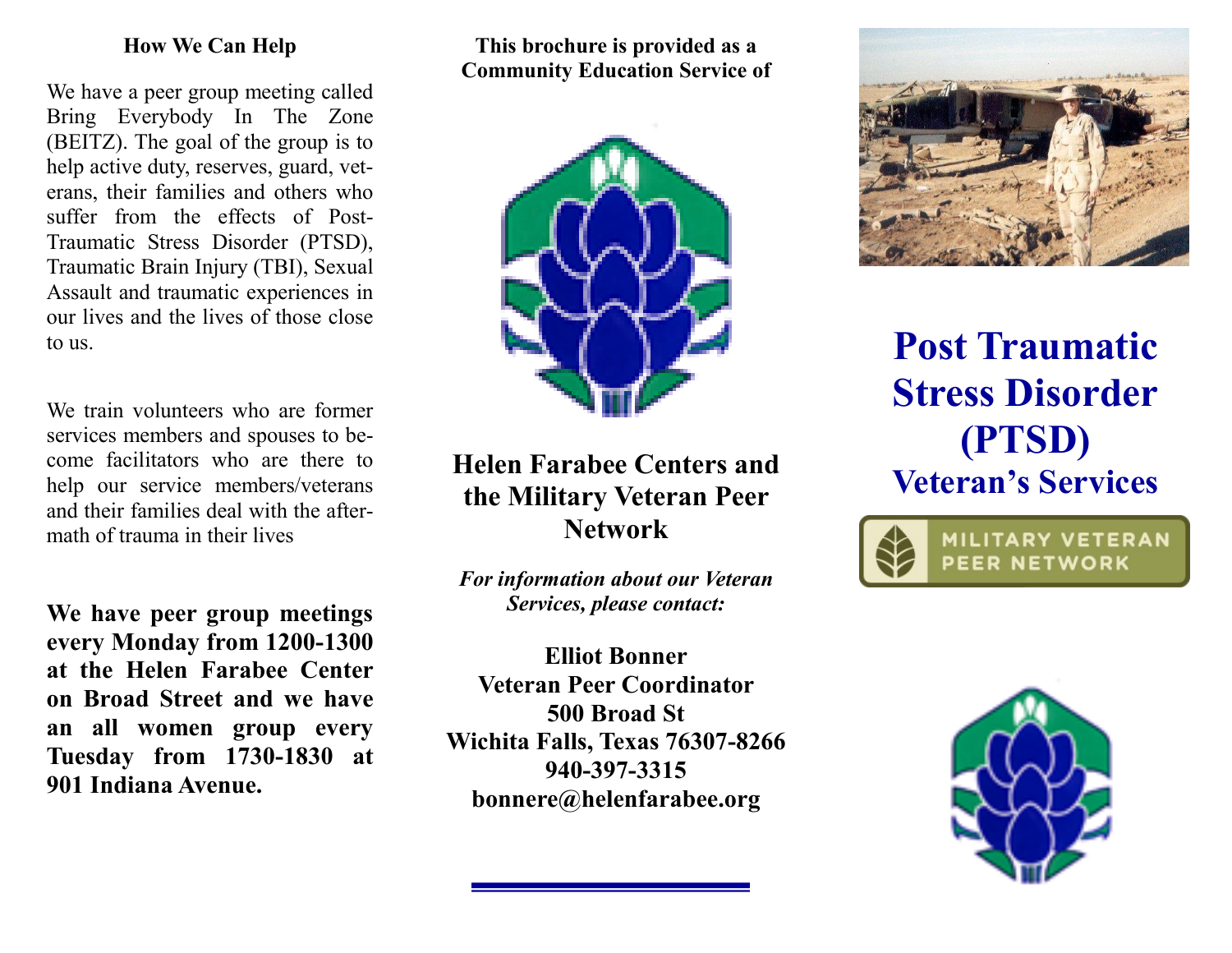## How We Can Help

We have a peer group meeting called Bring Everybody In The Zone (BEITZ). The goal of the group is to help active duty, reserves, guard, veterans, their families and others who suffer from the effects of Post-Traumatic Stress Disorder (PTSD), Traumatic Brain Injury (TBI), Sexual Assault and traumatic experiences in our lives and the lives of those close to us.

We train volunteers who are former services members and spouses to become facilitators who are there to help our service members/veterans and their families deal with the aftermath of trauma in their lives

**We have peer group meetings every Monday from 1200-1300 at the Helen Farabee Center on Broad Street and we have an all women group every Tuesday from 1730-1830 at 901 Indiana Avenue.**

**This brochure is provided as a Community Education Service of**

## Helen Farabee Centers and the Military Veteran Peer Network

***For information about our Veteran Services, please contact:***

**Elliot Bonner**
**Veteran Peer Coordinator**
**500 Broad St**
**Wichita Falls, Texas 76307-8266**
**940-397-3315**
**bonnere@helenfarabee.org**

# Post Traumatic Stress Disorder (PTSD)

## Veteran's Services

MILITARY VETERAN PEER NETWORK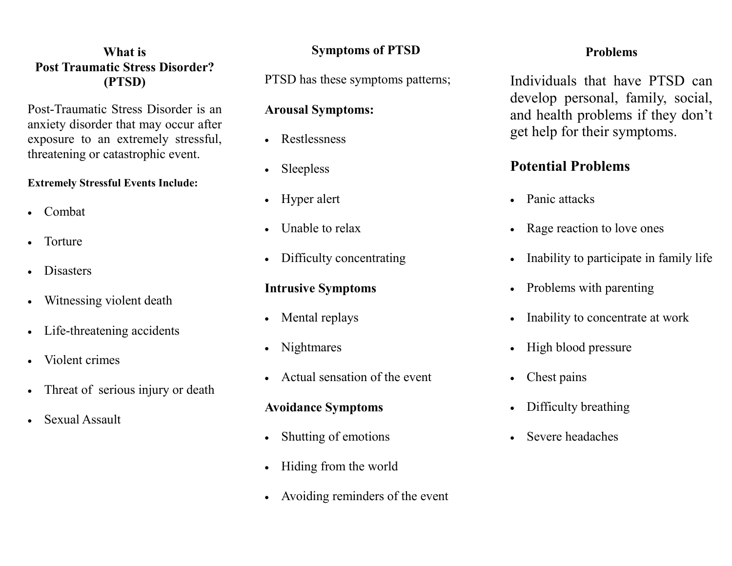## What is Post Traumatic Stress Disorder? (PTSD)

Post-Traumatic Stress Disorder is an anxiety disorder that may occur after exposure to an extremely stressful, threatening or catastrophic event.

**Extremely Stressful Events Include:**

- Combat
- Torture
- Disasters
- Witnessing violent death
- Life-threatening accidents
- Violent crimes
- Threat of serious injury or death
- Sexual Assault

## Symptoms of PTSD

PTSD has these symptoms patterns;

**Arousal Symptoms:**

- Restlessness
- Sleepless
- Hyper alert
- Unable to relax
- Difficulty concentrating

**Intrusive Symptoms**

- Mental replays
- Nightmares
- Actual sensation of the event

**Avoidance Symptoms**

- Shutting of emotions
- Hiding from the world
- Avoiding reminders of the event

## Problems

Individuals that have PTSD can develop personal, family, social, and health problems if they don't get help for their symptoms.

### Potential Problems

- Panic attacks
- Rage reaction to love ones
- Inability to participate in family life
- Problems with parenting
- Inability to concentrate at work
- High blood pressure
- Chest pains
- Difficulty breathing
- Severe headaches